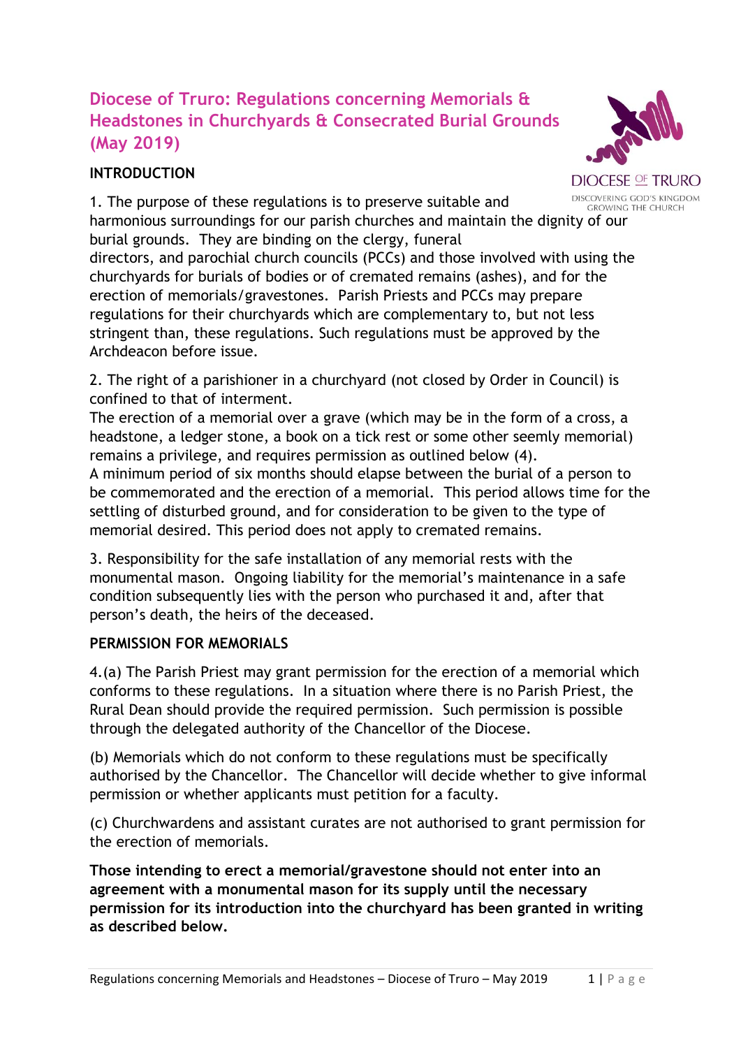# Diocese of Truro: Regulations concerning Memorials & Headstones in Churchyards & Consecrated Burial Grounds (May 2019)

DIOCESE OF TRURO
DISCOVERING GOD'S KINGDOM
GROWING THE CHURCH

## INTRODUCTION

1. The purpose of these regulations is to preserve suitable and harmonious surroundings for our parish churches and maintain the dignity of our burial grounds. They are binding on the clergy, funeral directors, and parochial church councils (PCCs) and those involved with using the churchyards for burials of bodies or of cremated remains (ashes), and for the erection of memorials/gravestones. Parish Priests and PCCs may prepare regulations for their churchyards which are complementary to, but not less stringent than, these regulations. Such regulations must be approved by the Archdeacon before issue.

2. The right of a parishioner in a churchyard (not closed by Order in Council) is confined to that of interment.
The erection of a memorial over a grave (which may be in the form of a cross, a headstone, a ledger stone, a book on a tick rest or some other seemly memorial) remains a privilege, and requires permission as outlined below (4).
A minimum period of six months should elapse between the burial of a person to be commemorated and the erection of a memorial. This period allows time for the settling of disturbed ground, and for consideration to be given to the type of memorial desired. This period does not apply to cremated remains.

3. Responsibility for the safe installation of any memorial rests with the monumental mason. Ongoing liability for the memorial's maintenance in a safe condition subsequently lies with the person who purchased it and, after that person's death, the heirs of the deceased.

## PERMISSION FOR MEMORIALS

4.(a) The Parish Priest may grant permission for the erection of a memorial which conforms to these regulations. In a situation where there is no Parish Priest, the Rural Dean should provide the required permission. Such permission is possible through the delegated authority of the Chancellor of the Diocese.

(b) Memorials which do not conform to these regulations must be specifically authorised by the Chancellor. The Chancellor will decide whether to give informal permission or whether applicants must petition for a faculty.

(c) Churchwardens and assistant curates are not authorised to grant permission for the erection of memorials.

**Those intending to erect a memorial/gravestone should not enter into an agreement with a monumental mason for its supply until the necessary permission for its introduction into the churchyard has been granted in writing as described below.**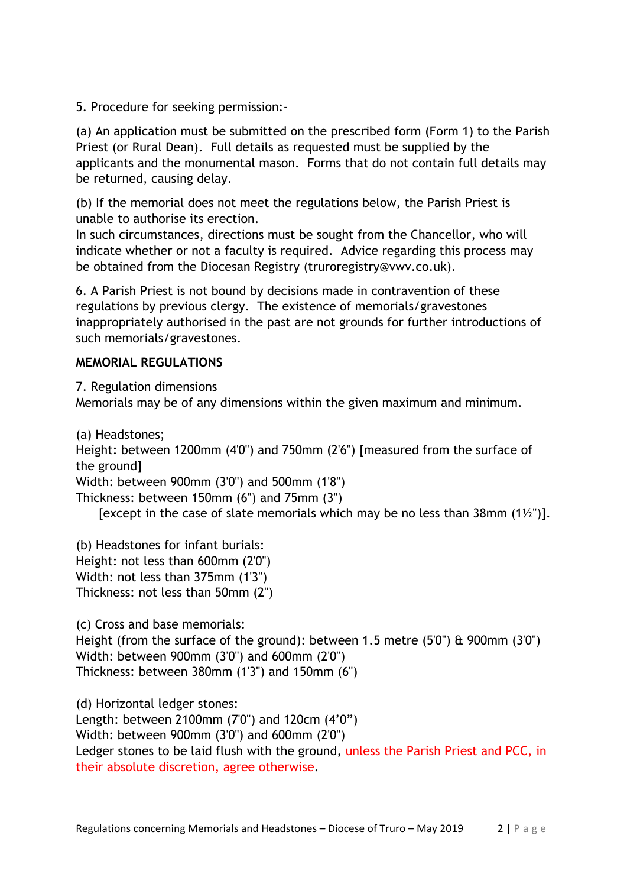5. Procedure for seeking permission:-

(a) An application must be submitted on the prescribed form (Form 1) to the Parish Priest (or Rural Dean). Full details as requested must be supplied by the applicants and the monumental mason. Forms that do not contain full details may be returned, causing delay.

(b) If the memorial does not meet the regulations below, the Parish Priest is unable to authorise its erection.
In such circumstances, directions must be sought from the Chancellor, who will indicate whether or not a faculty is required. Advice regarding this process may be obtained from the Diocesan Registry (truroregistry@vwv.co.uk).

6. A Parish Priest is not bound by decisions made in contravention of these regulations by previous clergy. The existence of memorials/gravestones inappropriately authorised in the past are not grounds for further introductions of such memorials/gravestones.

**MEMORIAL REGULATIONS**

7. Regulation dimensions
Memorials may be of any dimensions within the given maximum and minimum.

(a) Headstones;
Height: between 1200mm (4'0") and 750mm (2'6") [measured from the surface of the ground]
Width: between 900mm (3'0") and 500mm (1'8")
Thickness: between 150mm (6") and 75mm (3")
[except in the case of slate memorials which may be no less than 38mm (1½")].

(b) Headstones for infant burials:
Height: not less than 600mm (2'0")
Width: not less than 375mm (1'3")
Thickness: not less than 50mm (2")

(c) Cross and base memorials:
Height (from the surface of the ground): between 1.5 metre (5'0") & 900mm (3'0")
Width: between 900mm (3'0") and 600mm (2'0")
Thickness: between 380mm (1'3") and 150mm (6")

(d) Horizontal ledger stones:
Length: between 2100mm (7'0") and 120cm (4'0")
Width: between 900mm (3'0") and 600mm (2'0")
Ledger stones to be laid flush with the ground, unless the Parish Priest and PCC, in their absolute discretion, agree otherwise.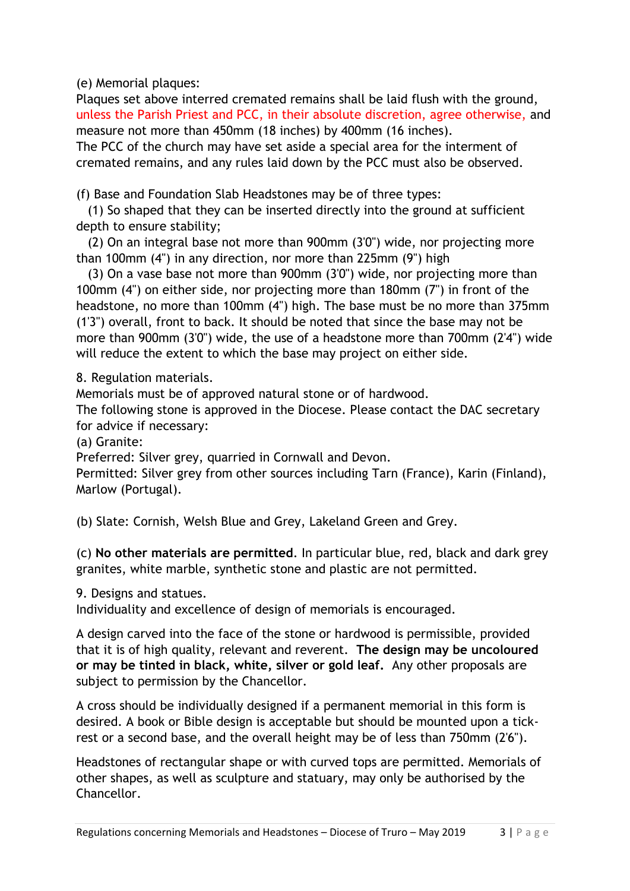(e) Memorial plaques:
Plaques set above interred cremated remains shall be laid flush with the ground, unless the Parish Priest and PCC, in their absolute discretion, agree otherwise, and measure not more than 450mm (18 inches) by 400mm (16 inches).
The PCC of the church may have set aside a special area for the interment of cremated remains, and any rules laid down by the PCC must also be observed.

(f) Base and Foundation Slab Headstones may be of three types:

(1) So shaped that they can be inserted directly into the ground at sufficient depth to ensure stability;

(2) On an integral base not more than 900mm (3'0") wide, nor projecting more than 100mm (4") in any direction, nor more than 225mm (9") high

(3) On a vase base not more than 900mm (3'0") wide, nor projecting more than 100mm (4") on either side, nor projecting more than 180mm (7") in front of the headstone, no more than 100mm (4") high. The base must be no more than 375mm (1'3") overall, front to back. It should be noted that since the base may not be more than 900mm (3'0") wide, the use of a headstone more than 700mm (2'4") wide will reduce the extent to which the base may project on either side.

8. Regulation materials.
Memorials must be of approved natural stone or of hardwood.
The following stone is approved in the Diocese. Please contact the DAC secretary for advice if necessary:
(a) Granite:
Preferred: Silver grey, quarried in Cornwall and Devon.
Permitted: Silver grey from other sources including Tarn (France), Karin (Finland), Marlow (Portugal).

(b) Slate: Cornish, Welsh Blue and Grey, Lakeland Green and Grey.

(c) **No other materials are permitted**. In particular blue, red, black and dark grey granites, white marble, synthetic stone and plastic are not permitted.

9. Designs and statues.
Individuality and excellence of design of memorials is encouraged.

A design carved into the face of the stone or hardwood is permissible, provided that it is of high quality, relevant and reverent. **The design may be uncoloured or may be tinted in black, white, silver or gold leaf.** Any other proposals are subject to permission by the Chancellor.

A cross should be individually designed if a permanent memorial in this form is desired. A book or Bible design is acceptable but should be mounted upon a tick-rest or a second base, and the overall height may be of less than 750mm (2'6").

Headstones of rectangular shape or with curved tops are permitted. Memorials of other shapes, as well as sculpture and statuary, may only be authorised by the Chancellor.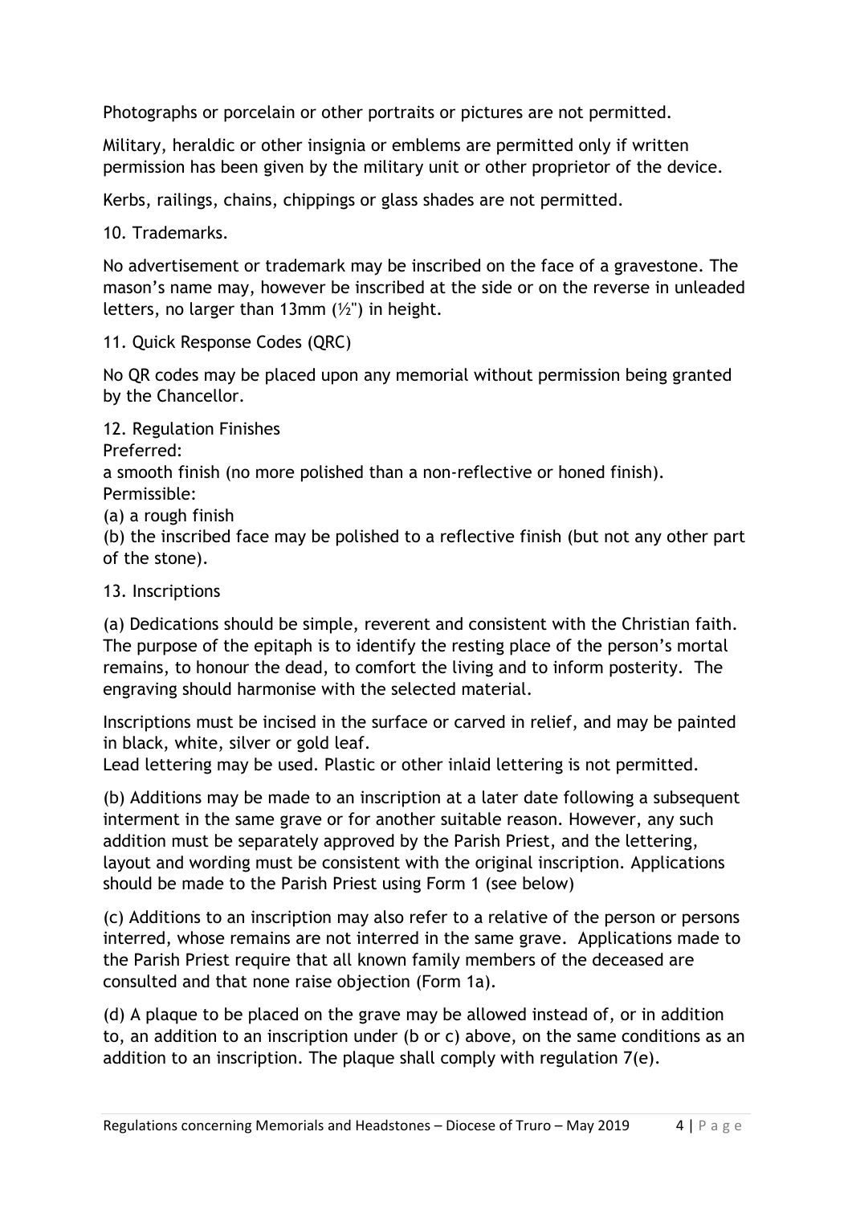Photographs or porcelain or other portraits or pictures are not permitted.

Military, heraldic or other insignia or emblems are permitted only if written permission has been given by the military unit or other proprietor of the device.

Kerbs, railings, chains, chippings or glass shades are not permitted.

10. Trademarks.

No advertisement or trademark may be inscribed on the face of a gravestone. The mason's name may, however be inscribed at the side or on the reverse in unleaded letters, no larger than 13mm (½") in height.

11. Quick Response Codes (QRC)

No QR codes may be placed upon any memorial without permission being granted by the Chancellor.

12. Regulation Finishes

Preferred:

a smooth finish (no more polished than a non-reflective or honed finish).

Permissible:

(a) a rough finish

(b) the inscribed face may be polished to a reflective finish (but not any other part of the stone).

13. Inscriptions

(a) Dedications should be simple, reverent and consistent with the Christian faith. The purpose of the epitaph is to identify the resting place of the person's mortal remains, to honour the dead, to comfort the living and to inform posterity. The engraving should harmonise with the selected material.

Inscriptions must be incised in the surface or carved in relief, and may be painted in black, white, silver or gold leaf.

Lead lettering may be used. Plastic or other inlaid lettering is not permitted.

(b) Additions may be made to an inscription at a later date following a subsequent interment in the same grave or for another suitable reason. However, any such addition must be separately approved by the Parish Priest, and the lettering, layout and wording must be consistent with the original inscription. Applications should be made to the Parish Priest using Form 1 (see below)

(c) Additions to an inscription may also refer to a relative of the person or persons interred, whose remains are not interred in the same grave. Applications made to the Parish Priest require that all known family members of the deceased are consulted and that none raise objection (Form 1a).

(d) A plaque to be placed on the grave may be allowed instead of, or in addition to, an addition to an inscription under (b or c) above, on the same conditions as an addition to an inscription. The plaque shall comply with regulation 7(e).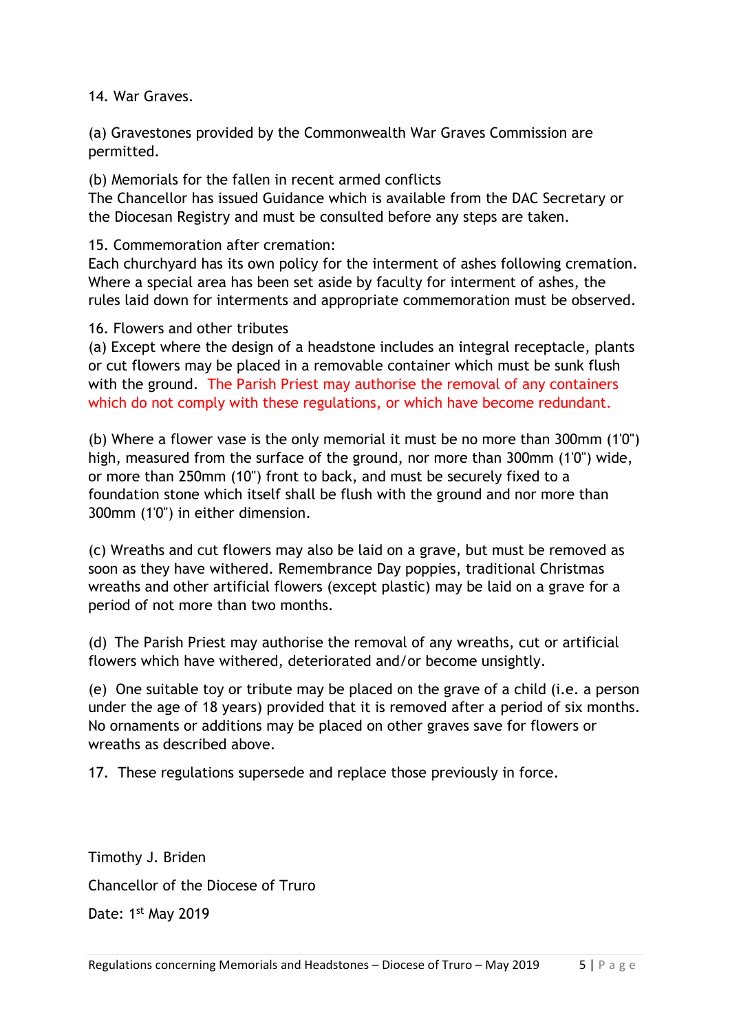14. War Graves.

(a) Gravestones provided by the Commonwealth War Graves Commission are permitted.

(b) Memorials for the fallen in recent armed conflicts
The Chancellor has issued Guidance which is available from the DAC Secretary or the Diocesan Registry and must be consulted before any steps are taken.

15. Commemoration after cremation:
Each churchyard has its own policy for the interment of ashes following cremation. Where a special area has been set aside by faculty for interment of ashes, the rules laid down for interments and appropriate commemoration must be observed.

16. Flowers and other tributes
(a) Except where the design of a headstone includes an integral receptacle, plants or cut flowers may be placed in a removable container which must be sunk flush with the ground. The Parish Priest may authorise the removal of any containers which do not comply with these regulations, or which have become redundant.

(b) Where a flower vase is the only memorial it must be no more than 300mm (1'0") high, measured from the surface of the ground, nor more than 300mm (1'0") wide, or more than 250mm (10") front to back, and must be securely fixed to a foundation stone which itself shall be flush with the ground and nor more than 300mm (1'0") in either dimension.

(c) Wreaths and cut flowers may also be laid on a grave, but must be removed as soon as they have withered. Remembrance Day poppies, traditional Christmas wreaths and other artificial flowers (except plastic) may be laid on a grave for a period of not more than two months.

(d) The Parish Priest may authorise the removal of any wreaths, cut or artificial flowers which have withered, deteriorated and/or become unsightly.

(e) One suitable toy or tribute may be placed on the grave of a child (i.e. a person under the age of 18 years) provided that it is removed after a period of six months. No ornaments or additions may be placed on other graves save for flowers or wreaths as described above.

17. These regulations supersede and replace those previously in force.

Timothy J. Briden

Chancellor of the Diocese of Truro

Date: 1st May 2019